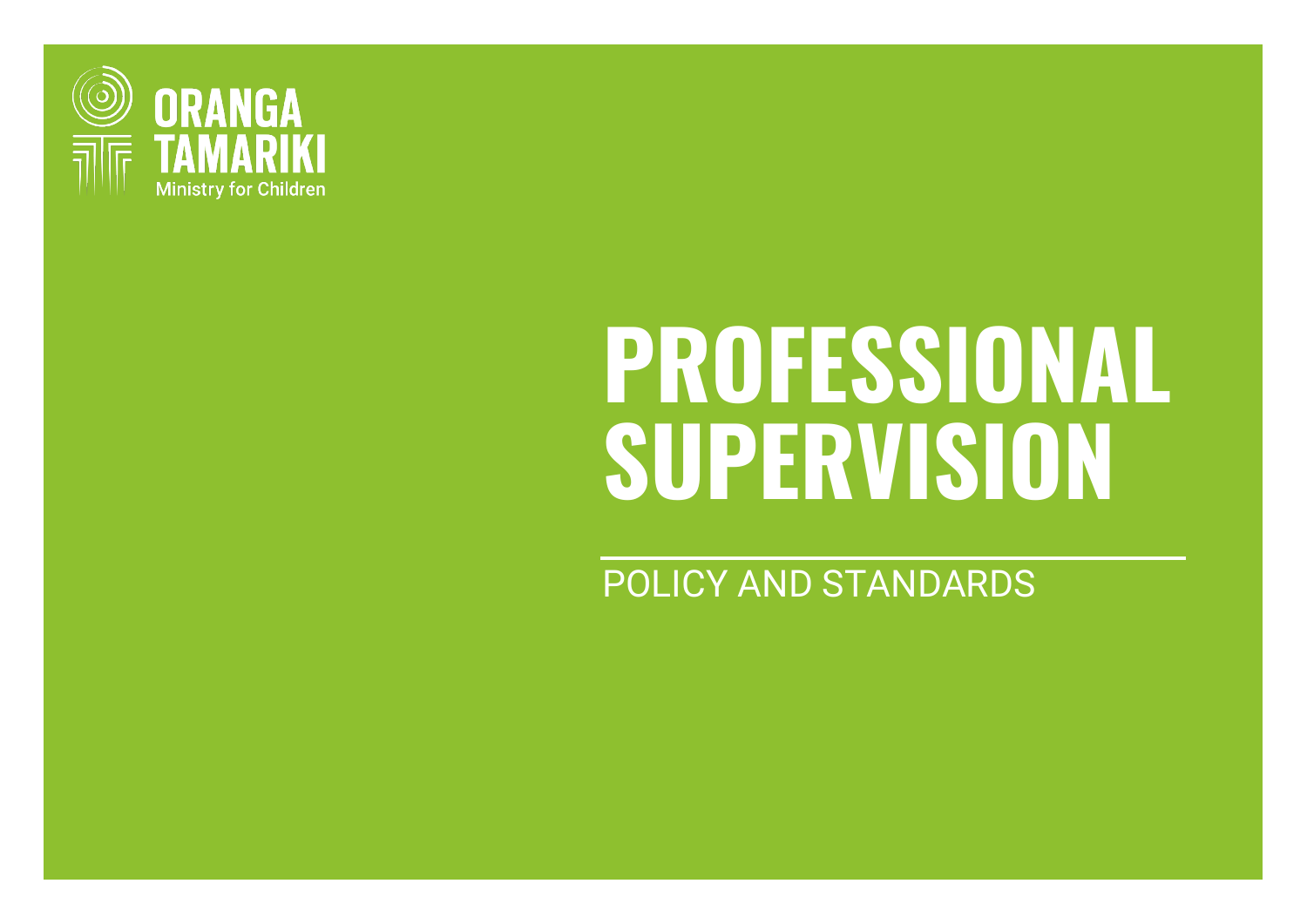ORANGA TAMARIKI
Ministry for Children

# PROFESSIONAL SUPERVISION

POLICY AND STANDARDS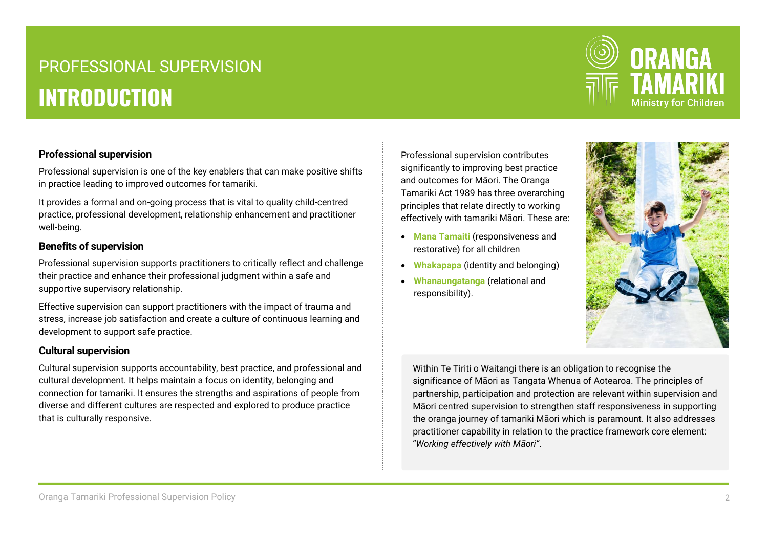# PROFESSIONAL SUPERVISION

# INTRODUCTION

### Professional supervision

Professional supervision is one of the key enablers that can make positive shifts in practice leading to improved outcomes for tamariki.

It provides a formal and on-going process that is vital to quality child-centred practice, professional development, relationship enhancement and practitioner well-being.

### Benefits of supervision

Professional supervision supports practitioners to critically reflect and challenge their practice and enhance their professional judgment within a safe and supportive supervisory relationship.

Effective supervision can support practitioners with the impact of trauma and stress, increase job satisfaction and create a culture of continuous learning and development to support safe practice.

### Cultural supervision

Cultural supervision supports accountability, best practice, and professional and cultural development. It helps maintain a focus on identity, belonging and connection for tamariki. It ensures the strengths and aspirations of people from diverse and different cultures are respected and explored to produce practice that is culturally responsive.

Professional supervision contributes significantly to improving best practice and outcomes for Māori. The Oranga Tamariki Act 1989 has three overarching principles that relate directly to working effectively with tamariki Māori. These are:

- **Mana Tamaiti** (responsiveness and restorative) for all children
- **Whakapapa** (identity and belonging)
- **Whanaungatanga** (relational and responsibility).

Within Te Tiriti o Waitangi there is an obligation to recognise the significance of Māori as Tangata Whenua of Aotearoa. The principles of partnership, participation and protection are relevant within supervision and Māori centred supervision to strengthen staff responsiveness in supporting the oranga journey of tamariki Māori which is paramount. It also addresses practitioner capability in relation to the practice framework core element: "*Working effectively with Māori*".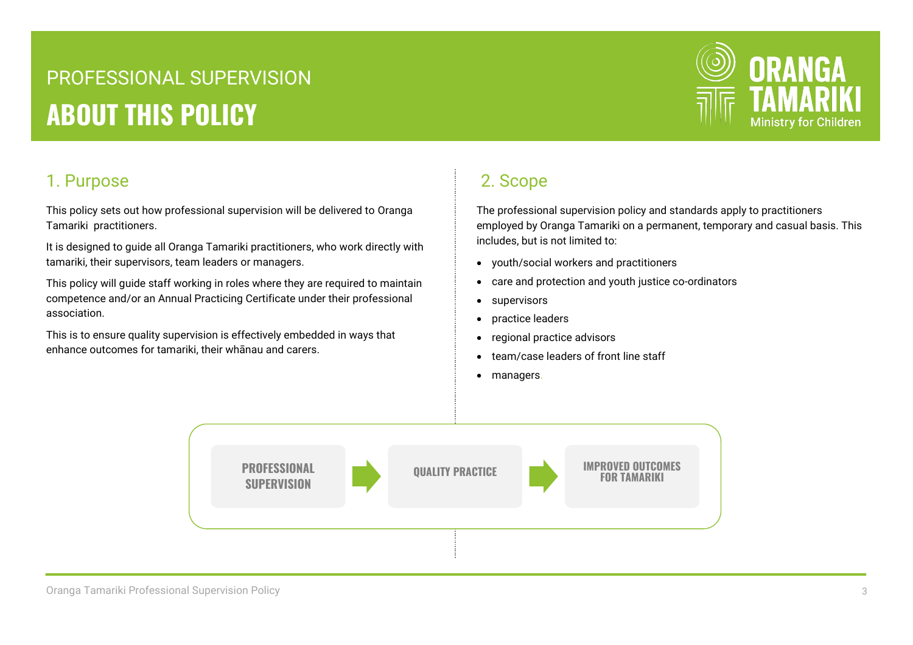PROFESSIONAL SUPERVISION

# ABOUT THIS POLICY

## 1. Purpose

This policy sets out how professional supervision will be delivered to Oranga Tamariki practitioners.

It is designed to guide all Oranga Tamariki practitioners, who work directly with tamariki, their supervisors, team leaders or managers.

This policy will guide staff working in roles where they are required to maintain competence and/or an Annual Practicing Certificate under their professional association.

This is to ensure quality supervision is effectively embedded in ways that enhance outcomes for tamariki, their whānau and carers.

## 2. Scope

The professional supervision policy and standards apply to practitioners employed by Oranga Tamariki on a permanent, temporary and casual basis. This includes, but is not limited to:

- youth/social workers and practitioners
- care and protection and youth justice co-ordinators
- supervisors
- practice leaders
- regional practice advisors
- team/case leaders of front line staff
- managers.

**PROFESSIONAL SUPERVISION** → **QUALITY PRACTICE** → **IMPROVED OUTCOMES FOR TAMARIKI**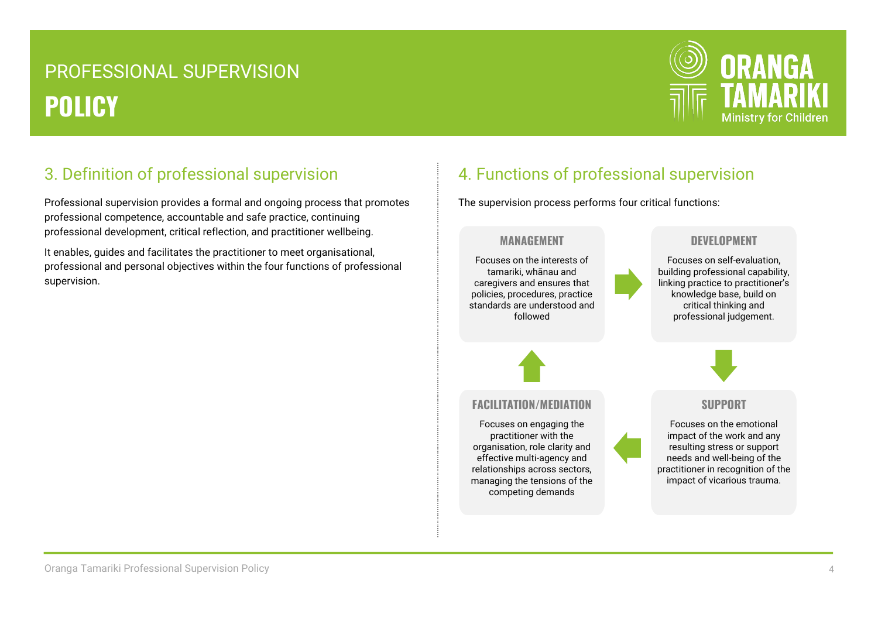## 3. Definition of professional supervision

Professional supervision provides a formal and ongoing process that promotes professional competence, accountable and safe practice, continuing professional development, critical reflection, and practitioner wellbeing.

It enables, guides and facilitates the practitioner to meet organisational, professional and personal objectives within the four functions of professional supervision.

## 4. Functions of professional supervision

The supervision process performs four critical functions:

**MANAGEMENT**

Focuses on the interests of tamariki, whānau and caregivers and ensures that policies, procedures, practice standards are understood and followed

**DEVELOPMENT**

Focuses on self-evaluation, building professional capability, linking practice to practitioner's knowledge base, build on critical thinking and professional judgement.

**SUPPORT**

Focuses on the emotional impact of the work and any resulting stress or support needs and well-being of the practitioner in recognition of the impact of vicarious trauma.

**FACILITATION/MEDIATION**

Focuses on engaging the practitioner with the organisation, role clarity and effective multi-agency and relationships across sectors, managing the tensions of the competing demands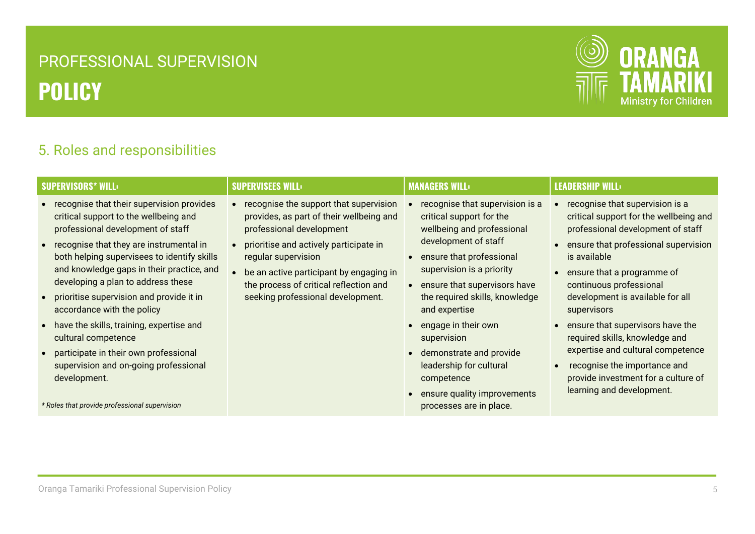## 5. Roles and responsibilities

| SUPERVISORS* WILL: | SUPERVISEES WILL: | MANAGERS WILL: | LEADERSHIP WILL: |
|---|---|---|---|
| • recognise that their supervision provides critical support to the wellbeing and professional development of staff<br>• recognise that they are instrumental in both helping supervisees to identify skills and knowledge gaps in their practice, and developing a plan to address these<br>• prioritise supervision and provide it in accordance with the policy<br>• have the skills, training, expertise and cultural competence<br>• participate in their own professional supervision and on-going professional development.<br><br>*\* Roles that provide professional supervision* | • recognise the support that supervision provides, as part of their wellbeing and professional development<br>• prioritise and actively participate in regular supervision<br>• be an active participant by engaging in the process of critical reflection and seeking professional development. | • recognise that supervision is a critical support for the wellbeing and professional development of staff<br>• ensure that professional supervision is a priority<br>• ensure that supervisors have the required skills, knowledge and expertise<br>• engage in their own supervision<br>• demonstrate and provide leadership for cultural competence<br>• ensure quality improvements processes are in place. | • recognise that supervision is a critical support for the wellbeing and professional development of staff<br>• ensure that professional supervision is available<br>• ensure that a programme of continuous professional development is available for all supervisors<br>• ensure that supervisors have the required skills, knowledge and expertise and cultural competence<br>• recognise the importance and provide investment for a culture of learning and development. |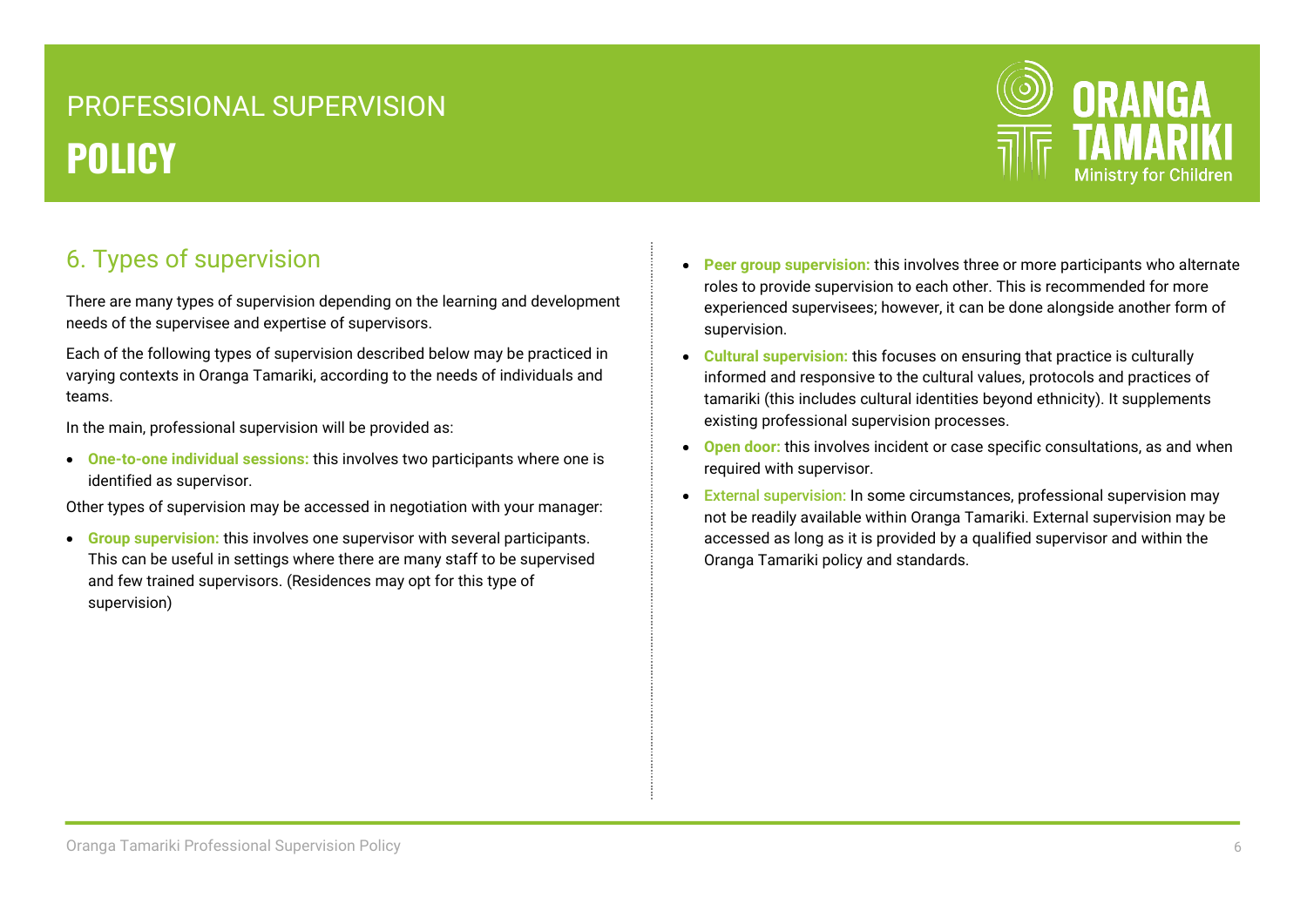## 6. Types of supervision

There are many types of supervision depending on the learning and development needs of the supervisee and expertise of supervisors.

Each of the following types of supervision described below may be practiced in varying contexts in Oranga Tamariki, according to the needs of individuals and teams.

In the main, professional supervision will be provided as:

- **One-to-one individual sessions:** this involves two participants where one is identified as supervisor.

Other types of supervision may be accessed in negotiation with your manager:

- **Group supervision:** this involves one supervisor with several participants. This can be useful in settings where there are many staff to be supervised and few trained supervisors. (Residences may opt for this type of supervision)
- **Peer group supervision:** this involves three or more participants who alternate roles to provide supervision to each other. This is recommended for more experienced supervisees; however, it can be done alongside another form of supervision.
- **Cultural supervision:** this focuses on ensuring that practice is culturally informed and responsive to the cultural values, protocols and practices of tamariki (this includes cultural identities beyond ethnicity). It supplements existing professional supervision processes.
- **Open door:** this involves incident or case specific consultations, as and when required with supervisor.
- **External supervision:** In some circumstances, professional supervision may not be readily available within Oranga Tamariki. External supervision may be accessed as long as it is provided by a qualified supervisor and within the Oranga Tamariki policy and standards.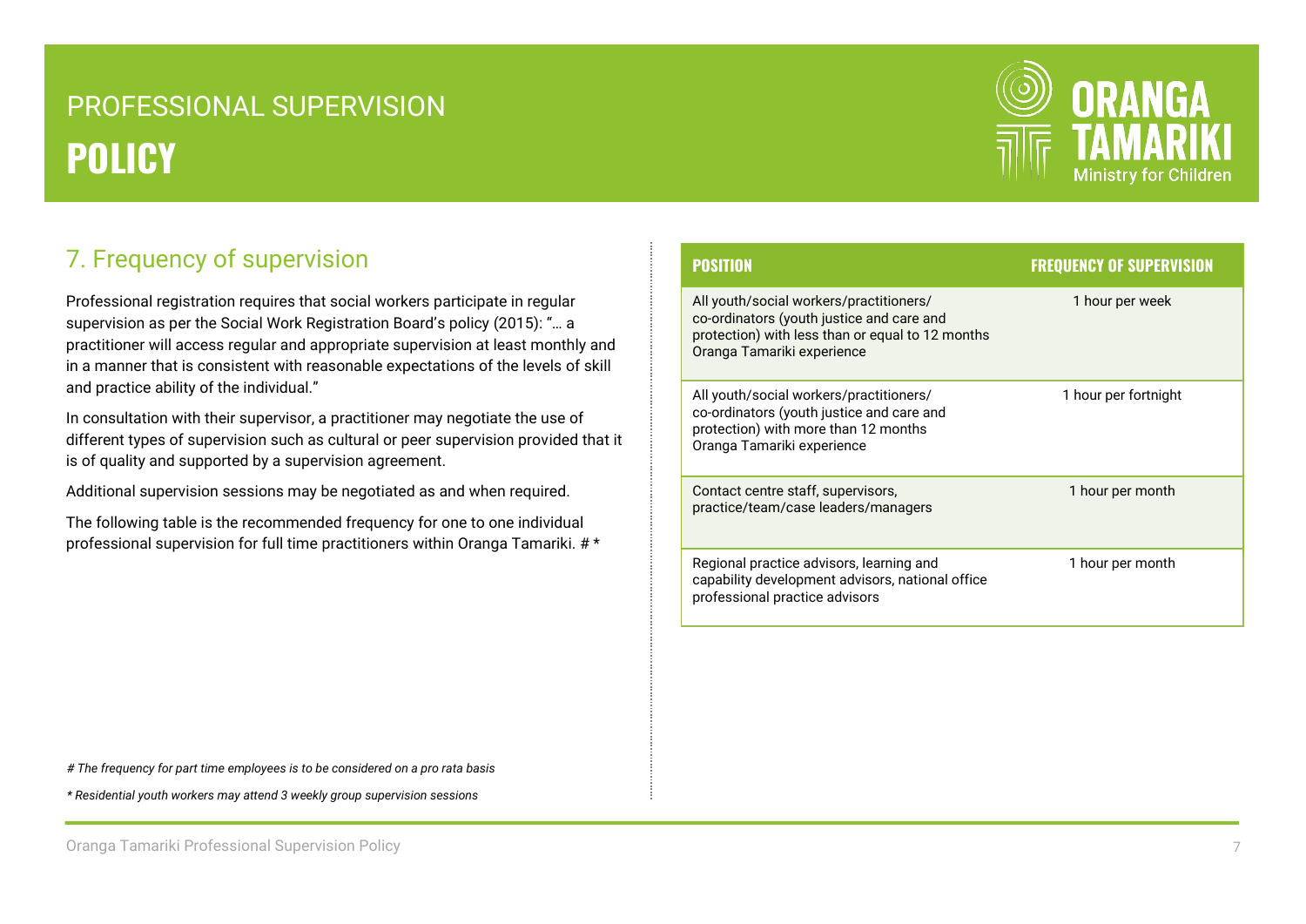## 7. Frequency of supervision

Professional registration requires that social workers participate in regular supervision as per the Social Work Registration Board's policy (2015): "… a practitioner will access regular and appropriate supervision at least monthly and in a manner that is consistent with reasonable expectations of the levels of skill and practice ability of the individual."

In consultation with their supervisor, a practitioner may negotiate the use of different types of supervision such as cultural or peer supervision provided that it is of quality and supported by a supervision agreement.

Additional supervision sessions may be negotiated as and when required.

The following table is the recommended frequency for one to one individual professional supervision for full time practitioners within Oranga Tamariki. # *

| POSITION | FREQUENCY OF SUPERVISION |
|---|---|
| All youth/social workers/practitioners/ co-ordinators (youth justice and care and protection) with less than or equal to 12 months Oranga Tamariki experience | 1 hour per week |
| All youth/social workers/practitioners/ co-ordinators (youth justice and care and protection) with more than 12 months Oranga Tamariki experience | 1 hour per fortnight |
| Contact centre staff, supervisors, practice/team/case leaders/managers | 1 hour per month |
| Regional practice advisors, learning and capability development advisors, national office professional practice advisors | 1 hour per month |

*# The frequency for part time employees is to be considered on a pro rata basis*

*\* Residential youth workers may attend 3 weekly group supervision sessions*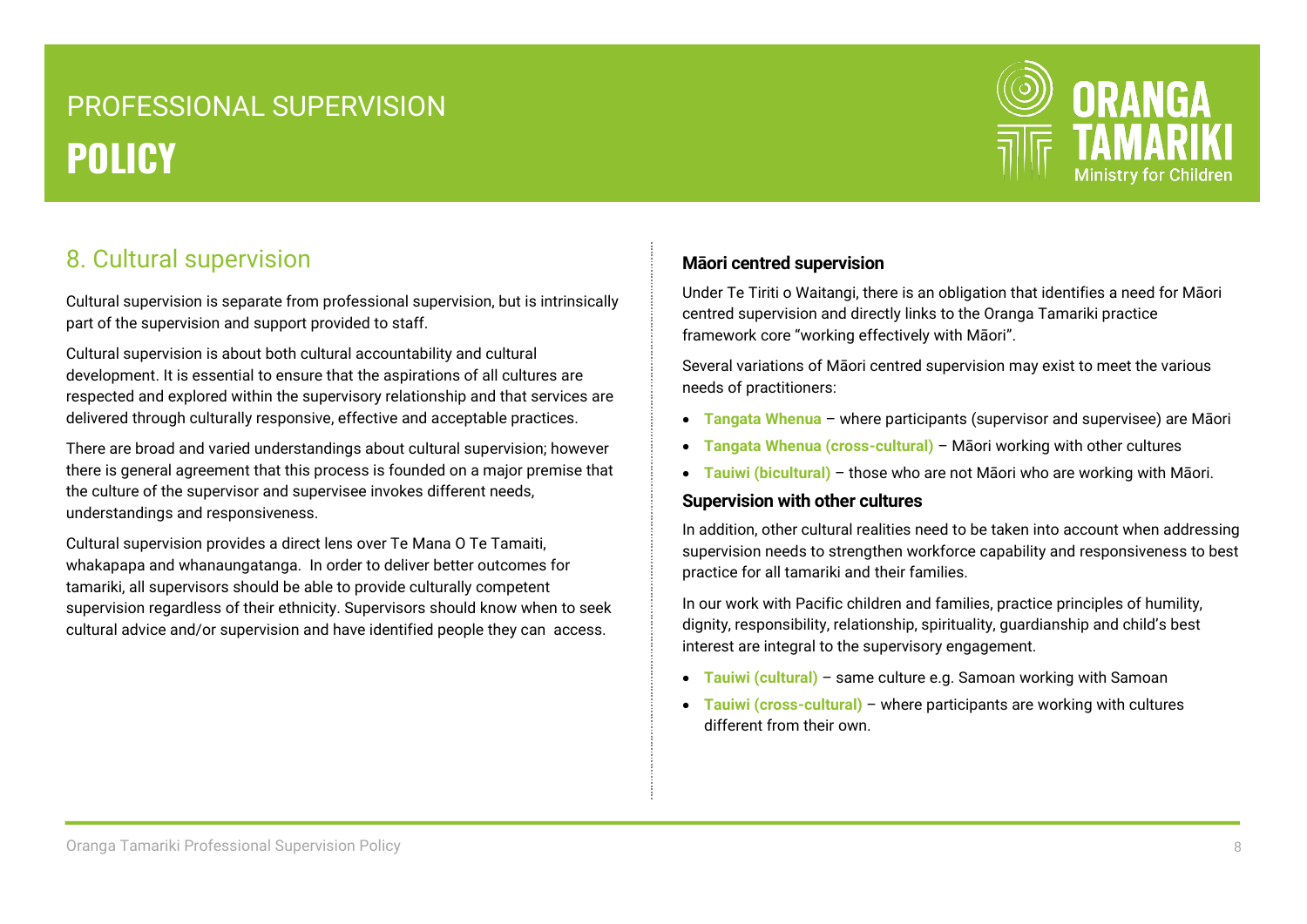## 8. Cultural supervision

Cultural supervision is separate from professional supervision, but is intrinsically part of the supervision and support provided to staff.

Cultural supervision is about both cultural accountability and cultural development. It is essential to ensure that the aspirations of all cultures are respected and explored within the supervisory relationship and that services are delivered through culturally responsive, effective and acceptable practices.

There are broad and varied understandings about cultural supervision; however there is general agreement that this process is founded on a major premise that the culture of the supervisor and supervisee invokes different needs, understandings and responsiveness.

Cultural supervision provides a direct lens over Te Mana O Te Tamaiti, whakapapa and whanaungatanga. In order to deliver better outcomes for tamariki, all supervisors should be able to provide culturally competent supervision regardless of their ethnicity. Supervisors should know when to seek cultural advice and/or supervision and have identified people they can access.

### Māori centred supervision

Under Te Tiriti o Waitangi, there is an obligation that identifies a need for Māori centred supervision and directly links to the Oranga Tamariki practice framework core "working effectively with Māori".

Several variations of Māori centred supervision may exist to meet the various needs of practitioners:

- **Tangata Whenua** – where participants (supervisor and supervisee) are Māori
- **Tangata Whenua (cross-cultural)** – Māori working with other cultures
- **Tauiwi (bicultural)** – those who are not Māori who are working with Māori.

### Supervision with other cultures

In addition, other cultural realities need to be taken into account when addressing supervision needs to strengthen workforce capability and responsiveness to best practice for all tamariki and their families.

In our work with Pacific children and families, practice principles of humility, dignity, responsibility, relationship, spirituality, guardianship and child's best interest are integral to the supervisory engagement.

- **Tauiwi (cultural)** – same culture e.g. Samoan working with Samoan
- **Tauiwi (cross-cultural)** – where participants are working with cultures different from their own.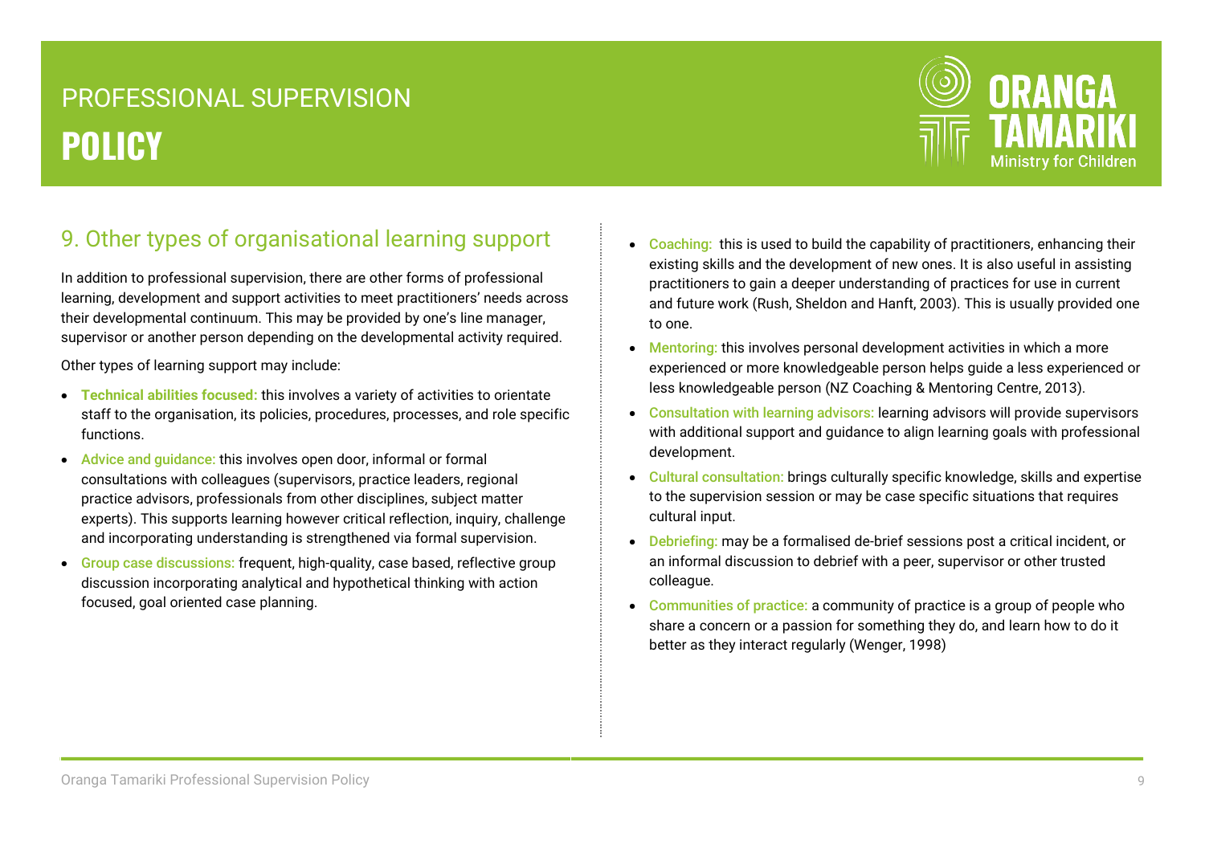## 9. Other types of organisational learning support

In addition to professional supervision, there are other forms of professional learning, development and support activities to meet practitioners' needs across their developmental continuum. This may be provided by one's line manager, supervisor or another person depending on the developmental activity required.

Other types of learning support may include:

- **Technical abilities focused:** this involves a variety of activities to orientate staff to the organisation, its policies, procedures, processes, and role specific functions.
- **Advice and guidance:** this involves open door, informal or formal consultations with colleagues (supervisors, practice leaders, regional practice advisors, professionals from other disciplines, subject matter experts). This supports learning however critical reflection, inquiry, challenge and incorporating understanding is strengthened via formal supervision.
- **Group case discussions:** frequent, high-quality, case based, reflective group discussion incorporating analytical and hypothetical thinking with action focused, goal oriented case planning.
- **Coaching:** this is used to build the capability of practitioners, enhancing their existing skills and the development of new ones. It is also useful in assisting practitioners to gain a deeper understanding of practices for use in current and future work (Rush, Sheldon and Hanft, 2003). This is usually provided one to one.
- **Mentoring:** this involves personal development activities in which a more experienced or more knowledgeable person helps guide a less experienced or less knowledgeable person (NZ Coaching & Mentoring Centre, 2013).
- **Consultation with learning advisors:** learning advisors will provide supervisors with additional support and guidance to align learning goals with professional development.
- **Cultural consultation:** brings culturally specific knowledge, skills and expertise to the supervision session or may be case specific situations that requires cultural input.
- **Debriefing:** may be a formalised de-brief sessions post a critical incident, or an informal discussion to debrief with a peer, supervisor or other trusted colleague.
- **Communities of practice:** a community of practice is a group of people who share a concern or a passion for something they do, and learn how to do it better as they interact regularly (Wenger, 1998)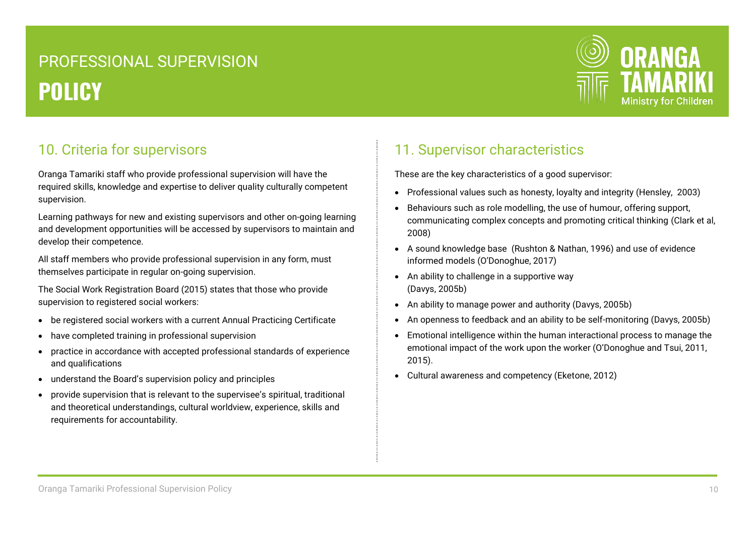## 10. Criteria for supervisors

Oranga Tamariki staff who provide professional supervision will have the required skills, knowledge and expertise to deliver quality culturally competent supervision.

Learning pathways for new and existing supervisors and other on-going learning and development opportunities will be accessed by supervisors to maintain and develop their competence.

All staff members who provide professional supervision in any form, must themselves participate in regular on-going supervision.

The Social Work Registration Board (2015) states that those who provide supervision to registered social workers:

- be registered social workers with a current Annual Practicing Certificate
- have completed training in professional supervision
- practice in accordance with accepted professional standards of experience and qualifications
- understand the Board's supervision policy and principles
- provide supervision that is relevant to the supervisee's spiritual, traditional and theoretical understandings, cultural worldview, experience, skills and requirements for accountability.

## 11. Supervisor characteristics

These are the key characteristics of a good supervisor:

- Professional values such as honesty, loyalty and integrity (Hensley, 2003)
- Behaviours such as role modelling, the use of humour, offering support, communicating complex concepts and promoting critical thinking (Clark et al, 2008)
- A sound knowledge base (Rushton & Nathan, 1996) and use of evidence informed models (O'Donoghue, 2017)
- An ability to challenge in a supportive way (Davys, 2005b)
- An ability to manage power and authority (Davys, 2005b)
- An openness to feedback and an ability to be self-monitoring (Davys, 2005b)
- Emotional intelligence within the human interactional process to manage the emotional impact of the work upon the worker (O'Donoghue and Tsui, 2011, 2015).
- Cultural awareness and competency (Eketone, 2012)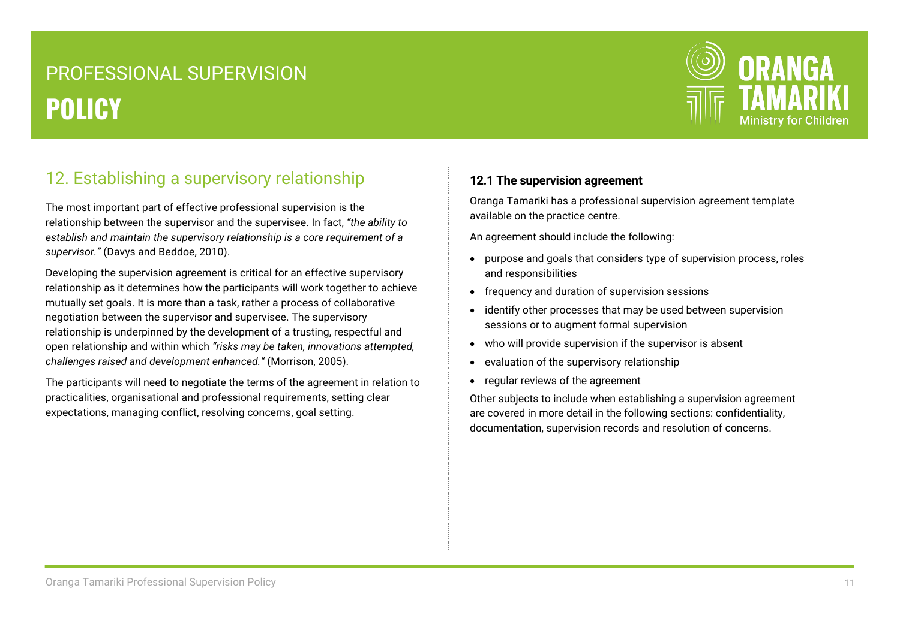## 12. Establishing a supervisory relationship

The most important part of effective professional supervision is the relationship between the supervisor and the supervisee. In fact, *"the ability to establish and maintain the supervisory relationship is a core requirement of a supervisor."* (Davys and Beddoe, 2010).

Developing the supervision agreement is critical for an effective supervisory relationship as it determines how the participants will work together to achieve mutually set goals. It is more than a task, rather a process of collaborative negotiation between the supervisor and supervisee. The supervisory relationship is underpinned by the development of a trusting, respectful and open relationship and within which *"risks may be taken, innovations attempted, challenges raised and development enhanced."* (Morrison, 2005).

The participants will need to negotiate the terms of the agreement in relation to practicalities, organisational and professional requirements, setting clear expectations, managing conflict, resolving concerns, goal setting.

### 12.1 The supervision agreement

Oranga Tamariki has a professional supervision agreement template available on the practice centre.

An agreement should include the following:

- purpose and goals that considers type of supervision process, roles and responsibilities
- frequency and duration of supervision sessions
- identify other processes that may be used between supervision sessions or to augment formal supervision
- who will provide supervision if the supervisor is absent
- evaluation of the supervisory relationship
- regular reviews of the agreement

Other subjects to include when establishing a supervision agreement are covered in more detail in the following sections: confidentiality, documentation, supervision records and resolution of concerns.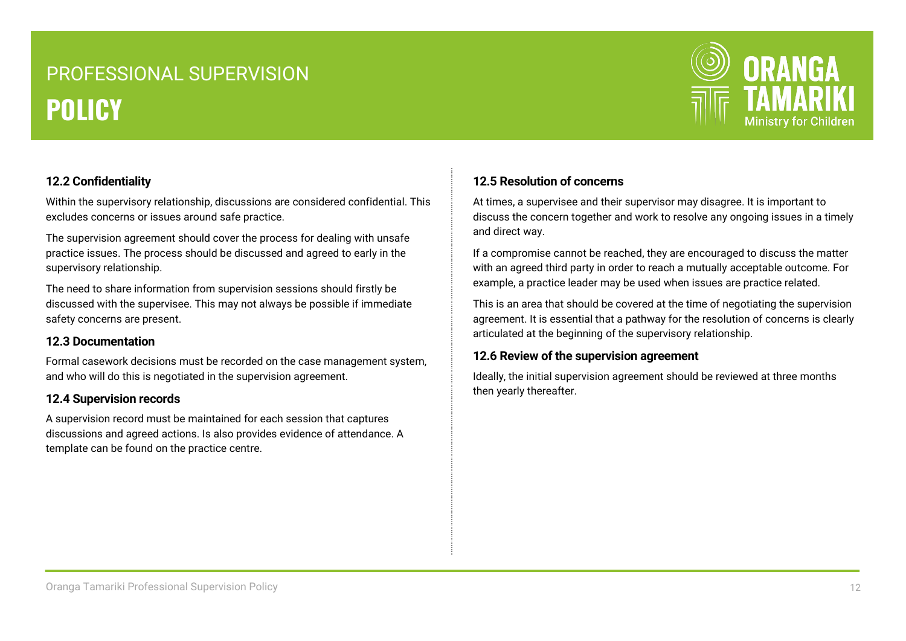### 12.2 Confidentiality

Within the supervisory relationship, discussions are considered confidential. This excludes concerns or issues around safe practice.

The supervision agreement should cover the process for dealing with unsafe practice issues. The process should be discussed and agreed to early in the supervisory relationship.

The need to share information from supervision sessions should firstly be discussed with the supervisee. This may not always be possible if immediate safety concerns are present.

### 12.3 Documentation

Formal casework decisions must be recorded on the case management system, and who will do this is negotiated in the supervision agreement.

### 12.4 Supervision records

A supervision record must be maintained for each session that captures discussions and agreed actions. Is also provides evidence of attendance. A template can be found on the practice centre.

### 12.5 Resolution of concerns

At times, a supervisee and their supervisor may disagree. It is important to discuss the concern together and work to resolve any ongoing issues in a timely and direct way.

If a compromise cannot be reached, they are encouraged to discuss the matter with an agreed third party in order to reach a mutually acceptable outcome. For example, a practice leader may be used when issues are practice related.

This is an area that should be covered at the time of negotiating the supervision agreement. It is essential that a pathway for the resolution of concerns is clearly articulated at the beginning of the supervisory relationship.

### 12.6 Review of the supervision agreement

Ideally, the initial supervision agreement should be reviewed at three months then yearly thereafter.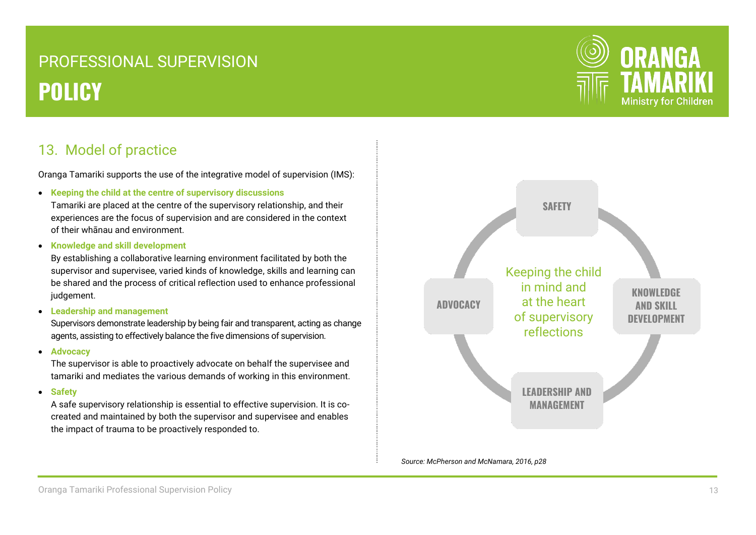## 13. Model of practice

Oranga Tamariki supports the use of the integrative model of supervision (IMS):

- **Keeping the child at the centre of supervisory discussions**
  Tamariki are placed at the centre of the supervisory relationship, and their experiences are the focus of supervision and are considered in the context of their whānau and environment.
- **Knowledge and skill development**
  By establishing a collaborative learning environment facilitated by both the supervisor and supervisee, varied kinds of knowledge, skills and learning can be shared and the process of critical reflection used to enhance professional judgement.
- **Leadership and management**
  Supervisors demonstrate leadership by being fair and transparent, acting as change agents, assisting to effectively balance the five dimensions of supervision.
- **Advocacy**
  The supervisor is able to proactively advocate on behalf the supervisee and tamariki and mediates the various demands of working in this environment.
- **Safety**
  A safe supervisory relationship is essential to effective supervision. It is co-created and maintained by both the supervisor and supervisee and enables the impact of trauma to be proactively responded to.

SAFETY

ADVOCACY

Keeping the child in mind and at the heart of supervisory reflections

KNOWLEDGE AND SKILL DEVELOPMENT

LEADERSHIP AND MANAGEMENT

*Source: McPherson and McNamara, 2016, p28*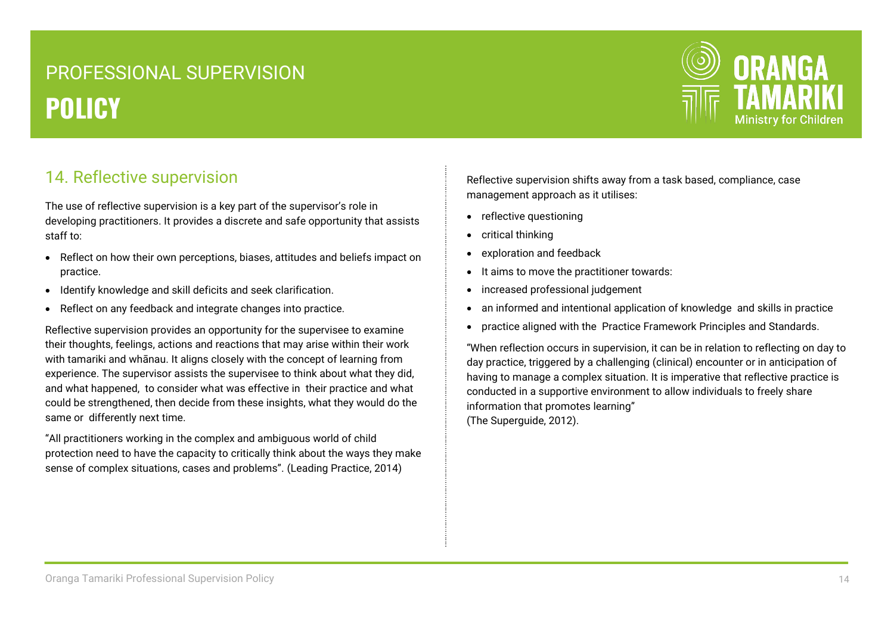## 14. Reflective supervision

The use of reflective supervision is a key part of the supervisor's role in developing practitioners. It provides a discrete and safe opportunity that assists staff to:

- Reflect on how their own perceptions, biases, attitudes and beliefs impact on practice.
- Identify knowledge and skill deficits and seek clarification.
- Reflect on any feedback and integrate changes into practice.

Reflective supervision provides an opportunity for the supervisee to examine their thoughts, feelings, actions and reactions that may arise within their work with tamariki and whānau. It aligns closely with the concept of learning from experience. The supervisor assists the supervisee to think about what they did, and what happened, to consider what was effective in their practice and what could be strengthened, then decide from these insights, what they would do the same or differently next time.

"All practitioners working in the complex and ambiguous world of child protection need to have the capacity to critically think about the ways they make sense of complex situations, cases and problems". (Leading Practice, 2014)

Reflective supervision shifts away from a task based, compliance, case management approach as it utilises:

- reflective questioning
- critical thinking
- exploration and feedback
- It aims to move the practitioner towards:
- increased professional judgement
- an informed and intentional application of knowledge and skills in practice
- practice aligned with the Practice Framework Principles and Standards.

"When reflection occurs in supervision, it can be in relation to reflecting on day to day practice, triggered by a challenging (clinical) encounter or in anticipation of having to manage a complex situation. It is imperative that reflective practice is conducted in a supportive environment to allow individuals to freely share information that promotes learning"
(The Superguide, 2012).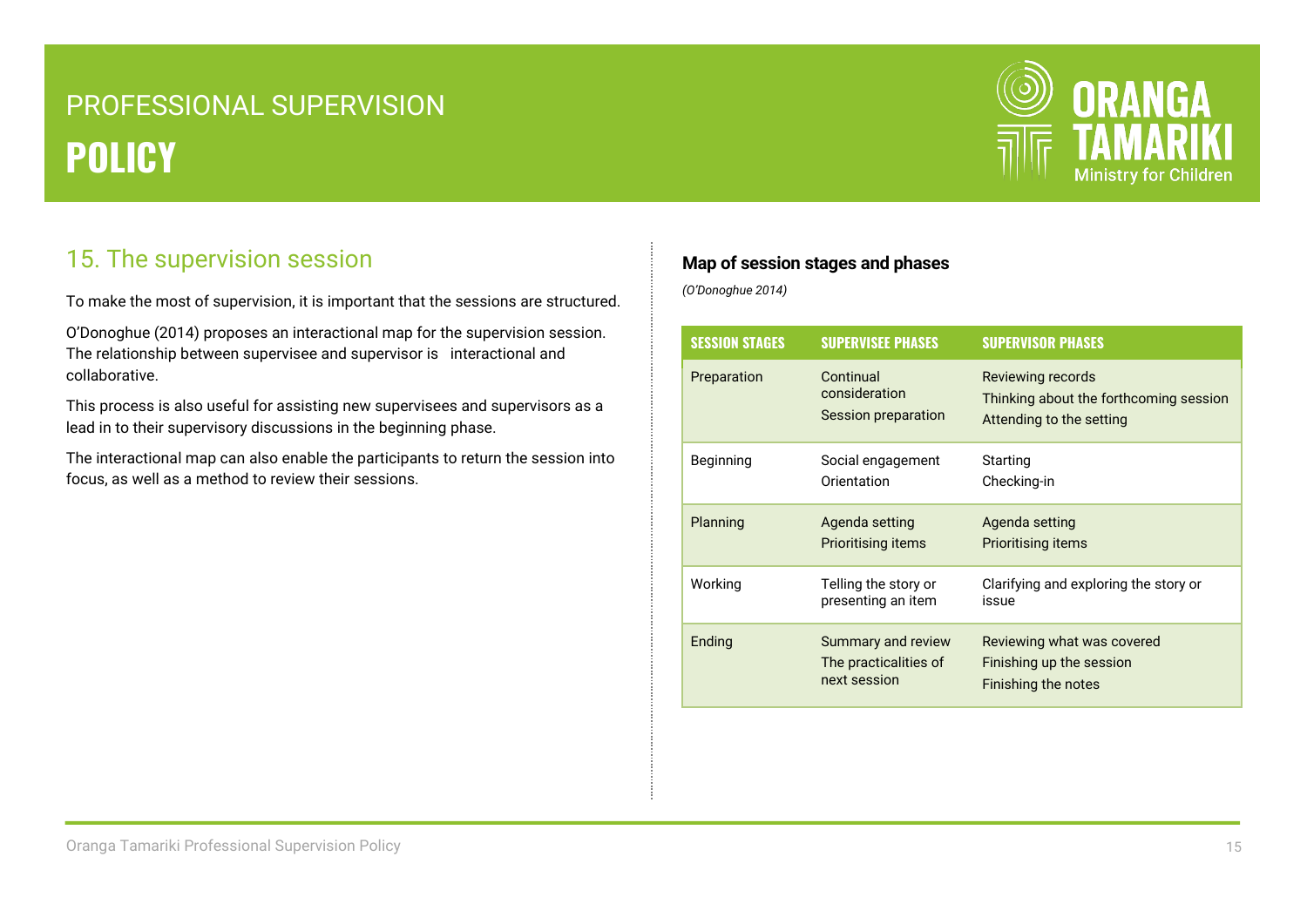## 15. The supervision session

To make the most of supervision, it is important that the sessions are structured.

O'Donoghue (2014) proposes an interactional map for the supervision session. The relationship between supervisee and supervisor is interactional and collaborative.

This process is also useful for assisting new supervisees and supervisors as a lead in to their supervisory discussions in the beginning phase.

The interactional map can also enable the participants to return the session into focus, as well as a method to review their sessions.

**Map of session stages and phases**

*(O'Donoghue 2014)*

| SESSION STAGES | SUPERVISEE PHASES | SUPERVISOR PHASES |
|---|---|---|
| Preparation | Continual consideration<br>Session preparation | Reviewing records<br>Thinking about the forthcoming session<br>Attending to the setting |
| Beginning | Social engagement<br>Orientation | Starting<br>Checking-in |
| Planning | Agenda setting<br>Prioritising items | Agenda setting<br>Prioritising items |
| Working | Telling the story or presenting an item | Clarifying and exploring the story or issue |
| Ending | Summary and review<br>The practicalities of next session | Reviewing what was covered<br>Finishing up the session<br>Finishing the notes |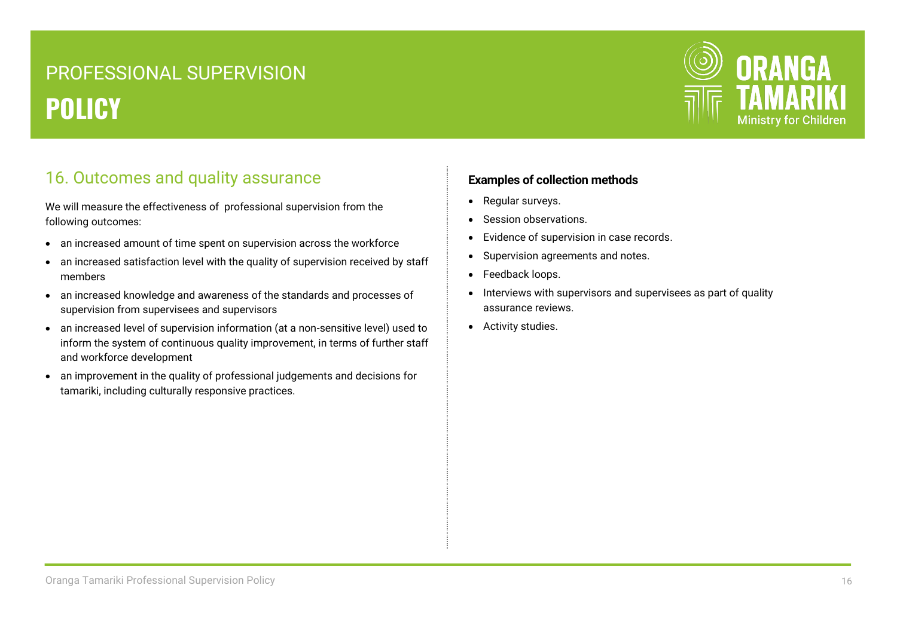## 16. Outcomes and quality assurance

We will measure the effectiveness of professional supervision from the following outcomes:

- an increased amount of time spent on supervision across the workforce
- an increased satisfaction level with the quality of supervision received by staff members
- an increased knowledge and awareness of the standards and processes of supervision from supervisees and supervisors
- an increased level of supervision information (at a non-sensitive level) used to inform the system of continuous quality improvement, in terms of further staff and workforce development
- an improvement in the quality of professional judgements and decisions for tamariki, including culturally responsive practices.

**Examples of collection methods**

- Regular surveys.
- Session observations.
- Evidence of supervision in case records.
- Supervision agreements and notes.
- Feedback loops.
- Interviews with supervisors and supervisees as part of quality assurance reviews.
- Activity studies.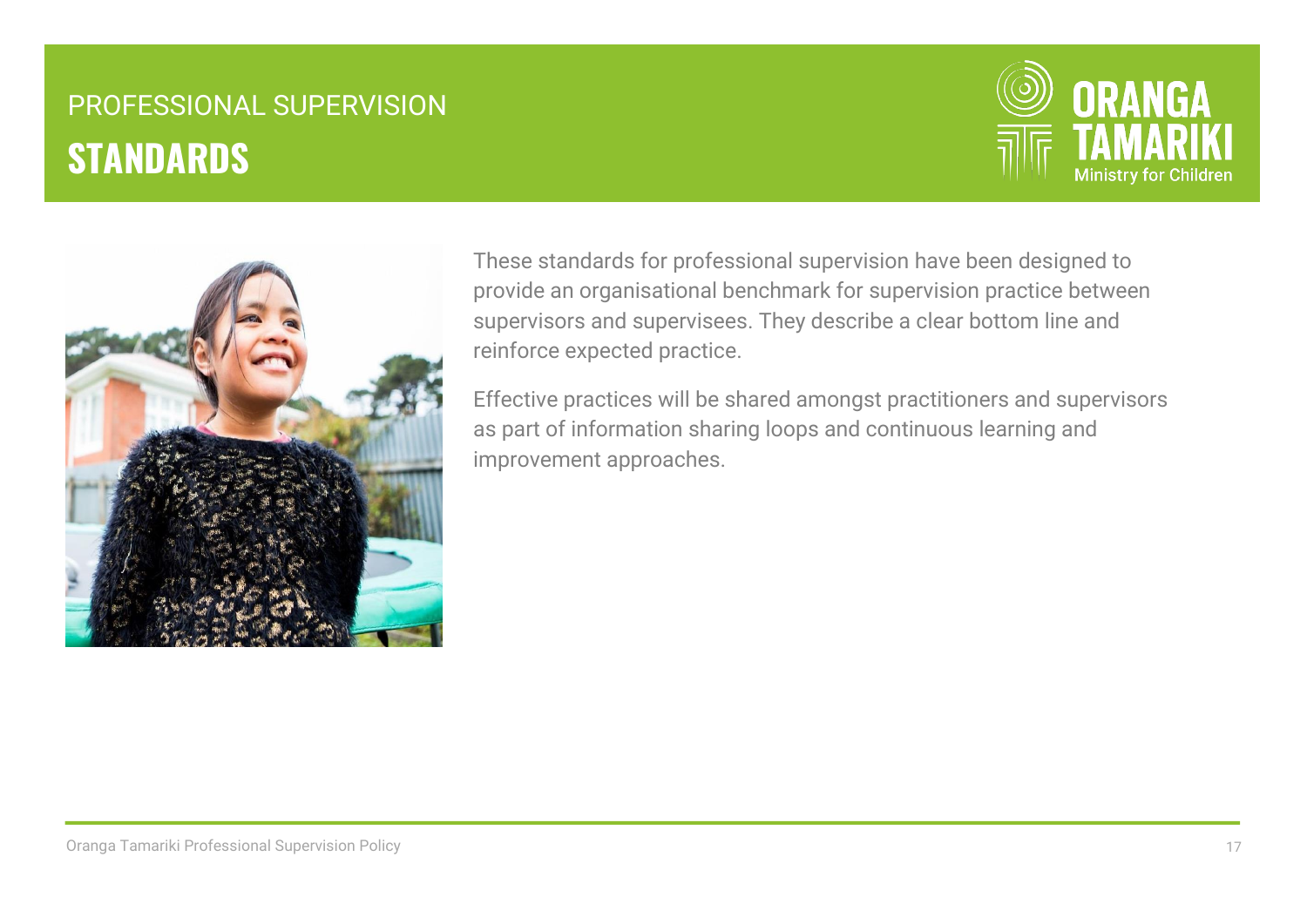# PROFESSIONAL SUPERVISION
## STANDARDS

These standards for professional supervision have been designed to provide an organisational benchmark for supervision practice between supervisors and supervisees. They describe a clear bottom line and reinforce expected practice.

Effective practices will be shared amongst practitioners and supervisors as part of information sharing loops and continuous learning and improvement approaches.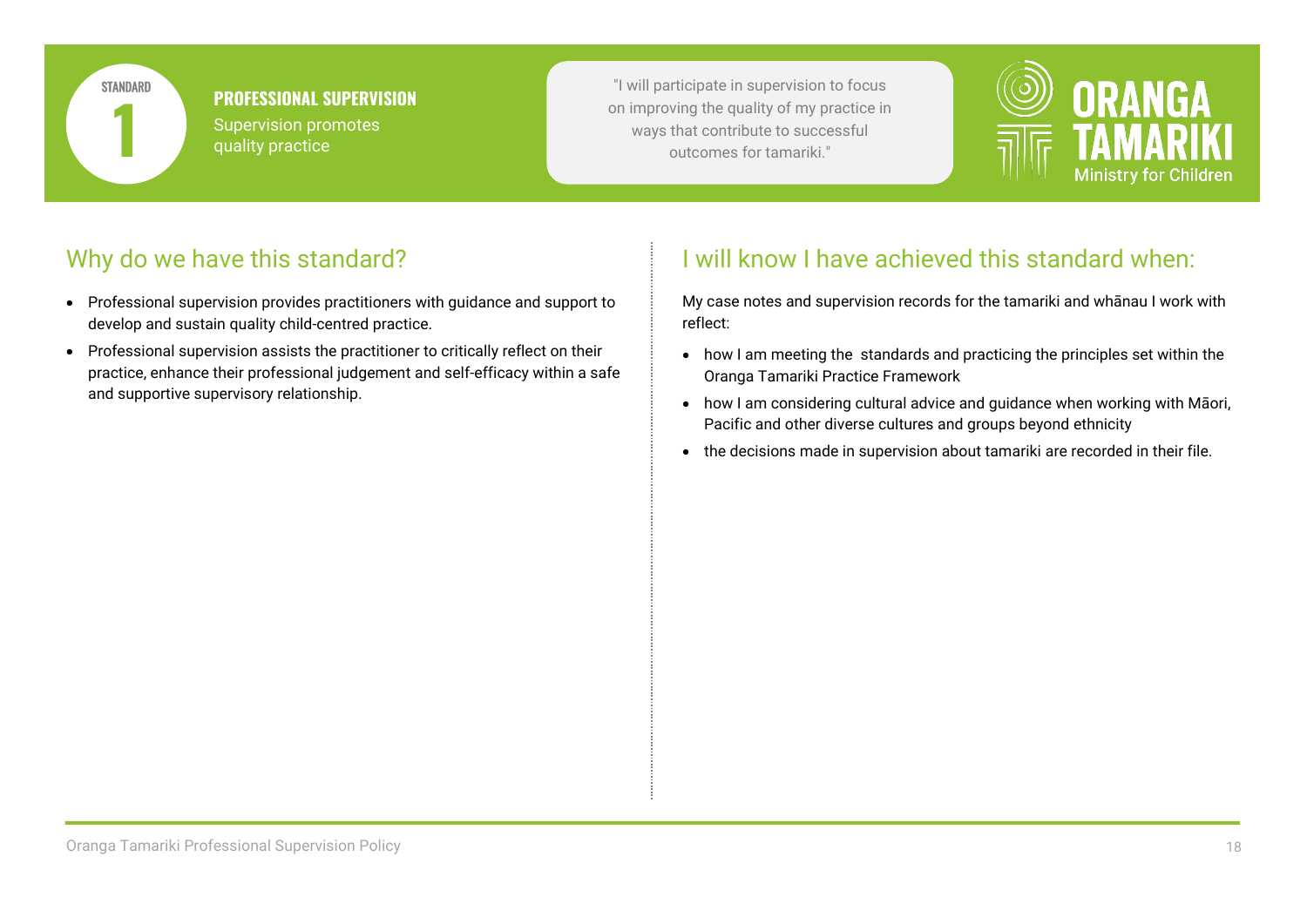STANDARD

**1**

**PROFESSIONAL SUPERVISION**

Supervision promotes quality practice

"I will participate in supervision to focus on improving the quality of my practice in ways that contribute to successful outcomes for tamariki."

## Why do we have this standard?

- Professional supervision provides practitioners with guidance and support to develop and sustain quality child-centred practice.
- Professional supervision assists the practitioner to critically reflect on their practice, enhance their professional judgement and self-efficacy within a safe and supportive supervisory relationship.

## I will know I have achieved this standard when:

My case notes and supervision records for the tamariki and whānau I work with reflect:

- how I am meeting the standards and practicing the principles set within the Oranga Tamariki Practice Framework
- how I am considering cultural advice and guidance when working with Māori, Pacific and other diverse cultures and groups beyond ethnicity
- the decisions made in supervision about tamariki are recorded in their file.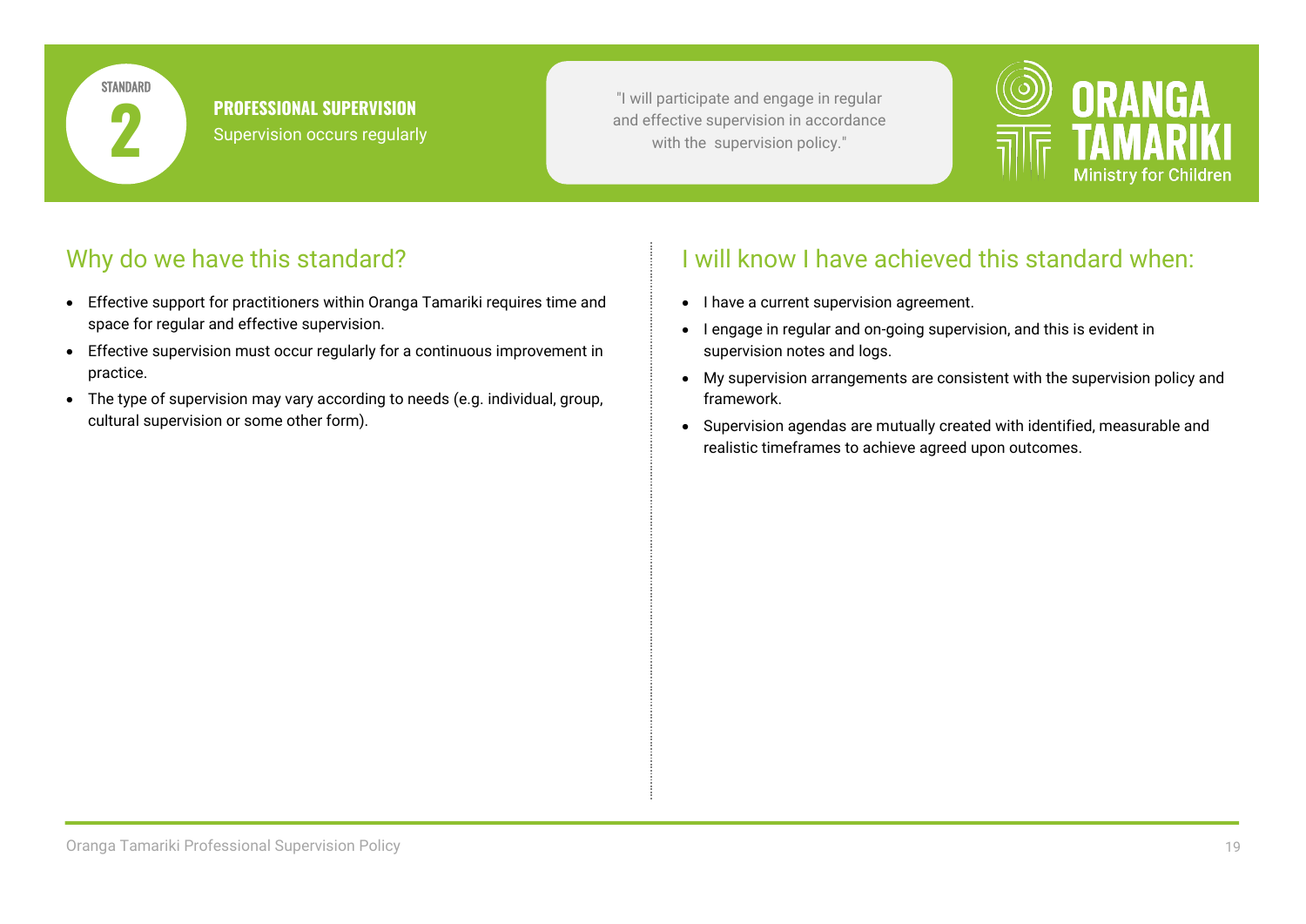STANDARD

2

**PROFESSIONAL SUPERVISION**

Supervision occurs regularly

"I will participate and engage in regular and effective supervision in accordance with the supervision policy."

## Why do we have this standard?

- Effective support for practitioners within Oranga Tamariki requires time and space for regular and effective supervision.
- Effective supervision must occur regularly for a continuous improvement in practice.
- The type of supervision may vary according to needs (e.g. individual, group, cultural supervision or some other form).

## I will know I have achieved this standard when:

- I have a current supervision agreement.
- I engage in regular and on-going supervision, and this is evident in supervision notes and logs.
- My supervision arrangements are consistent with the supervision policy and framework.
- Supervision agendas are mutually created with identified, measurable and realistic timeframes to achieve agreed upon outcomes.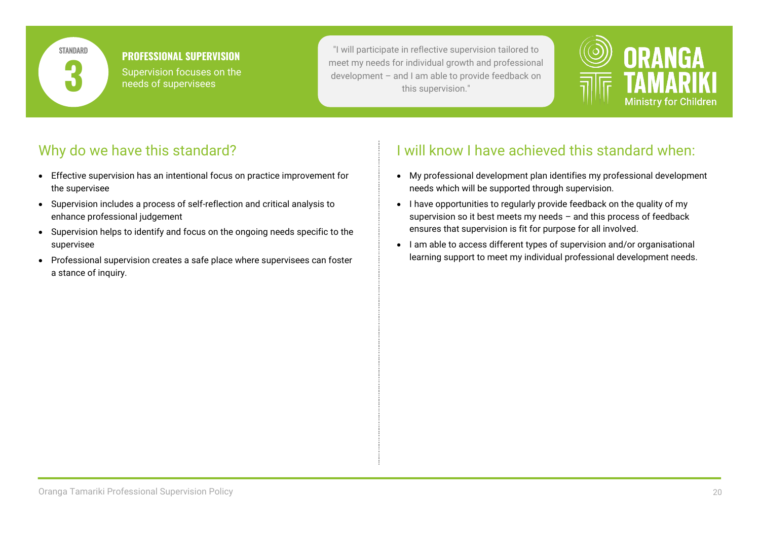STANDARD 3

## PROFESSIONAL SUPERVISION

Supervision focuses on the needs of supervisees

"I will participate in reflective supervision tailored to meet my needs for individual growth and professional development – and I am able to provide feedback on this supervision."

ORANGA TAMARIKI
Ministry for Children

## Why do we have this standard?

- Effective supervision has an intentional focus on practice improvement for the supervisee
- Supervision includes a process of self-reflection and critical analysis to enhance professional judgement
- Supervision helps to identify and focus on the ongoing needs specific to the supervisee
- Professional supervision creates a safe place where supervisees can foster a stance of inquiry.

## I will know I have achieved this standard when:

- My professional development plan identifies my professional development needs which will be supported through supervision.
- I have opportunities to regularly provide feedback on the quality of my supervision so it best meets my needs – and this process of feedback ensures that supervision is fit for purpose for all involved.
- I am able to access different types of supervision and/or organisational learning support to meet my individual professional development needs.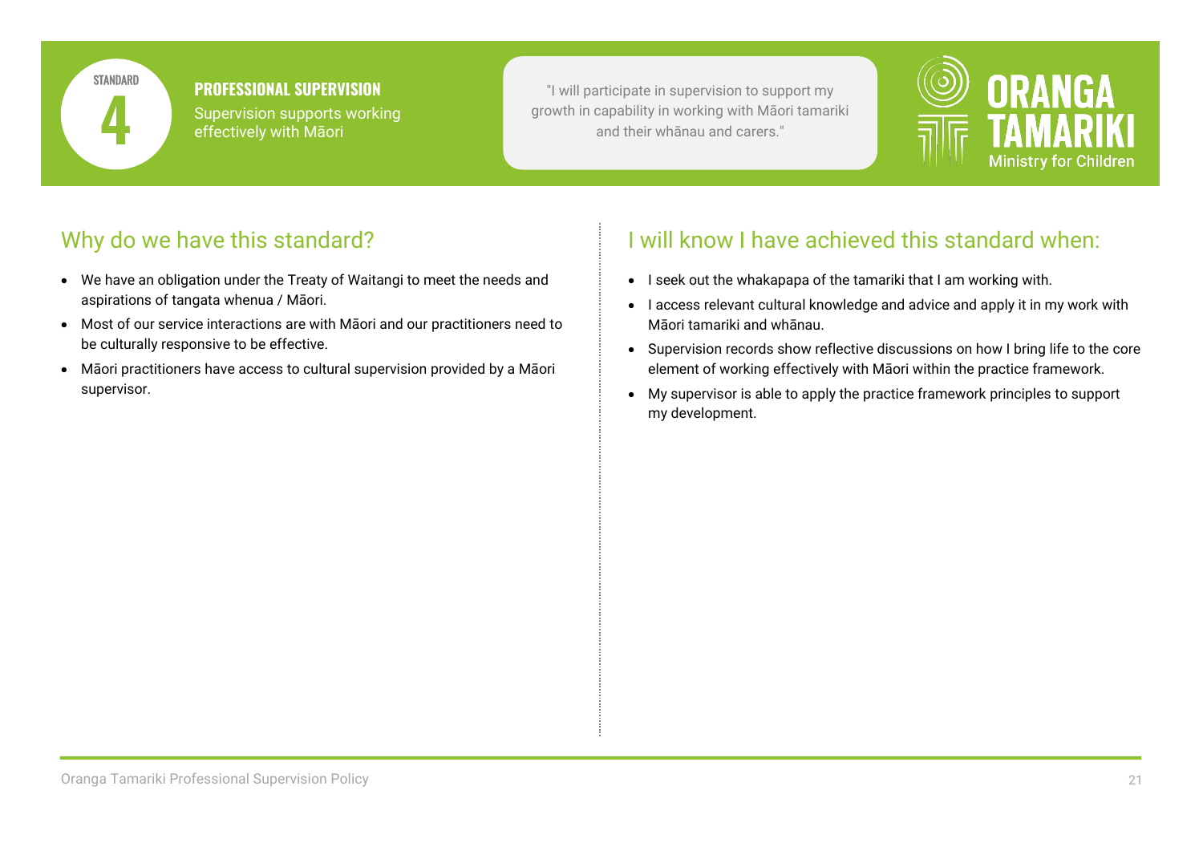STANDARD

**4**

**PROFESSIONAL SUPERVISION**

Supervision supports working effectively with Māori

"I will participate in supervision to support my growth in capability in working with Māori tamariki and their whānau and carers."

ORANGA TAMARIKI
Ministry for Children

## Why do we have this standard?

- We have an obligation under the Treaty of Waitangi to meet the needs and aspirations of tangata whenua / Māori.
- Most of our service interactions are with Māori and our practitioners need to be culturally responsive to be effective.
- Māori practitioners have access to cultural supervision provided by a Māori supervisor.

## I will know I have achieved this standard when:

- I seek out the whakapapa of the tamariki that I am working with.
- I access relevant cultural knowledge and advice and apply it in my work with Māori tamariki and whānau.
- Supervision records show reflective discussions on how I bring life to the core element of working effectively with Māori within the practice framework.
- My supervisor is able to apply the practice framework principles to support my development.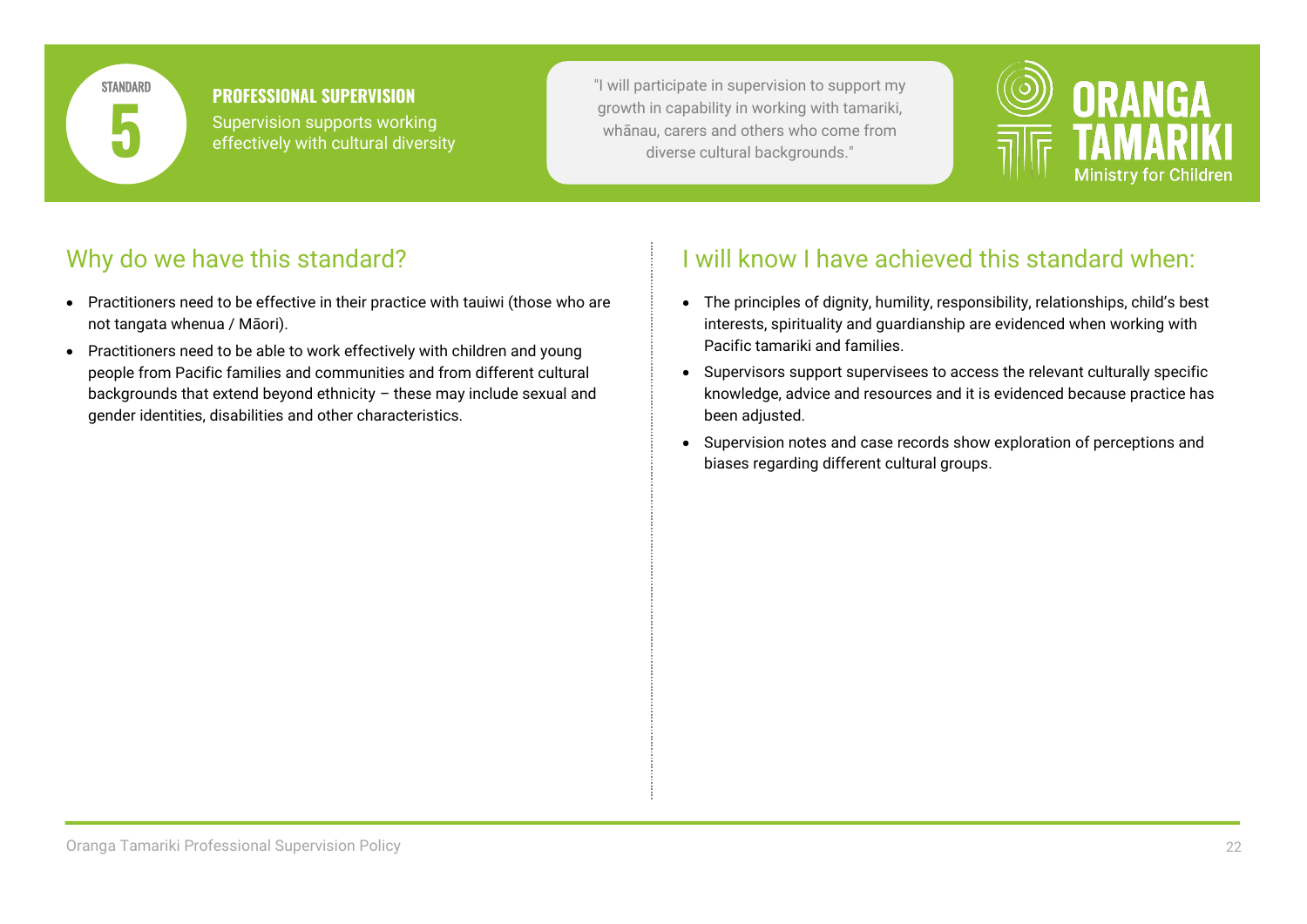STANDARD **5**

## PROFESSIONAL SUPERVISION

Supervision supports working effectively with cultural diversity

"I will participate in supervision to support my growth in capability in working with tamariki, whānau, carers and others who come from diverse cultural backgrounds."

ORANGA TAMARIKI
Ministry for Children

## Why do we have this standard?

- Practitioners need to be effective in their practice with tauiwi (those who are not tangata whenua / Māori).
- Practitioners need to be able to work effectively with children and young people from Pacific families and communities and from different cultural backgrounds that extend beyond ethnicity – these may include sexual and gender identities, disabilities and other characteristics.

## I will know I have achieved this standard when:

- The principles of dignity, humility, responsibility, relationships, child's best interests, spirituality and guardianship are evidenced when working with Pacific tamariki and families.
- Supervisors support supervisees to access the relevant culturally specific knowledge, advice and resources and it is evidenced because practice has been adjusted.
- Supervision notes and case records show exploration of perceptions and biases regarding different cultural groups.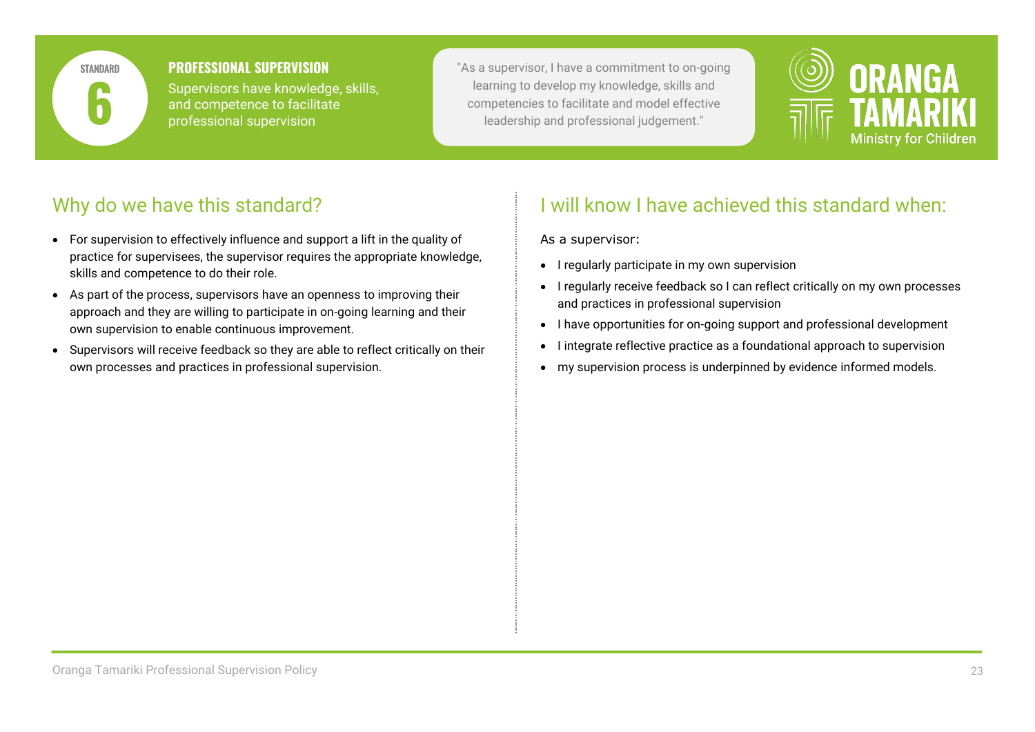STANDARD 6

## PROFESSIONAL SUPERVISION

Supervisors have knowledge, skills, and competence to facilitate professional supervision

"As a supervisor, I have a commitment to on-going learning to develop my knowledge, skills and competencies to facilitate and model effective leadership and professional judgement."

ORANGA TAMARIKI
Ministry for Children

## Why do we have this standard?

- For supervision to effectively influence and support a lift in the quality of practice for supervisees, the supervisor requires the appropriate knowledge, skills and competence to do their role.
- As part of the process, supervisors have an openness to improving their approach and they are willing to participate in on-going learning and their own supervision to enable continuous improvement.
- Supervisors will receive feedback so they are able to reflect critically on their own processes and practices in professional supervision.

## I will know I have achieved this standard when:

As a supervisor:

- I regularly participate in my own supervision
- I regularly receive feedback so I can reflect critically on my own processes and practices in professional supervision
- I have opportunities for on-going support and professional development
- I integrate reflective practice as a foundational approach to supervision
- my supervision process is underpinned by evidence informed models.